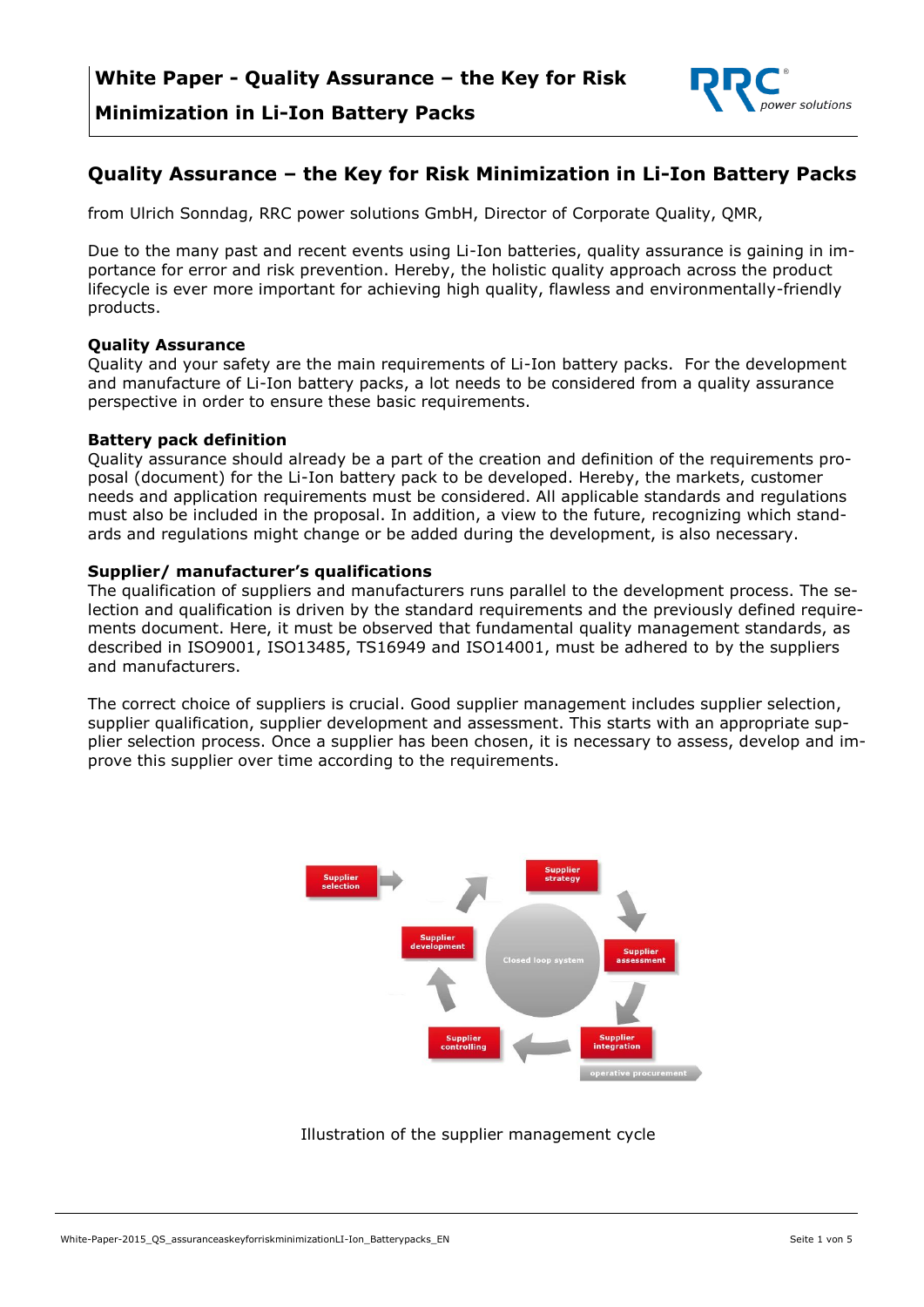# Quality Assurance – the Key for Risk Minimization in Li-Ion Battery Packs

from Ulrich Sonndag, RRC power solutions GmbH, Director of Corporate Quality, QMR,

Due to the many past and recent events using Li-Ion batteries, quality assurance is gaining in importance for error and risk prevention. Hereby, the holistic quality approach across the product lifecycle is ever more important for achieving high quality, flawless and environmentally-friendly products.

## Quality Assurance

Quality and your safety are the main requirements of Li-Ion battery packs. For the development and manufacture of Li-Ion battery packs, a lot needs to be considered from a quality assurance perspective in order to ensure these basic requirements.

## Battery pack definition

Quality assurance should already be a part of the creation and definition of the requirements proposal (document) for the Li-Ion battery pack to be developed. Hereby, the markets, customer needs and application requirements must be considered. All applicable standards and regulations must also be included in the proposal. In addition, a view to the future, recognizing which standards and regulations might change or be added during the development, is also necessary.

## Supplier/ manufacturer's qualifications

The qualification of suppliers and manufacturers runs parallel to the development process. The selection and qualification is driven by the standard requirements and the previously defined requirements document. Here, it must be observed that fundamental quality management standards, as described in ISO9001, ISO13485, TS16949 and ISO14001, must be adhered to by the suppliers and manufacturers.

The correct choice of suppliers is crucial. Good supplier management includes supplier selection, supplier qualification, supplier development and assessment. This starts with an appropriate supplier selection process. Once a supplier has been chosen, it is necessary to assess, develop and improve this supplier over time according to the requirements.

Supplier selection → Supplier strategy → Supplier assessment → Supplier integration (operative procurement) → Supplier controlling → Supplier development → (Closed loop system)

Illustration of the supplier management cycle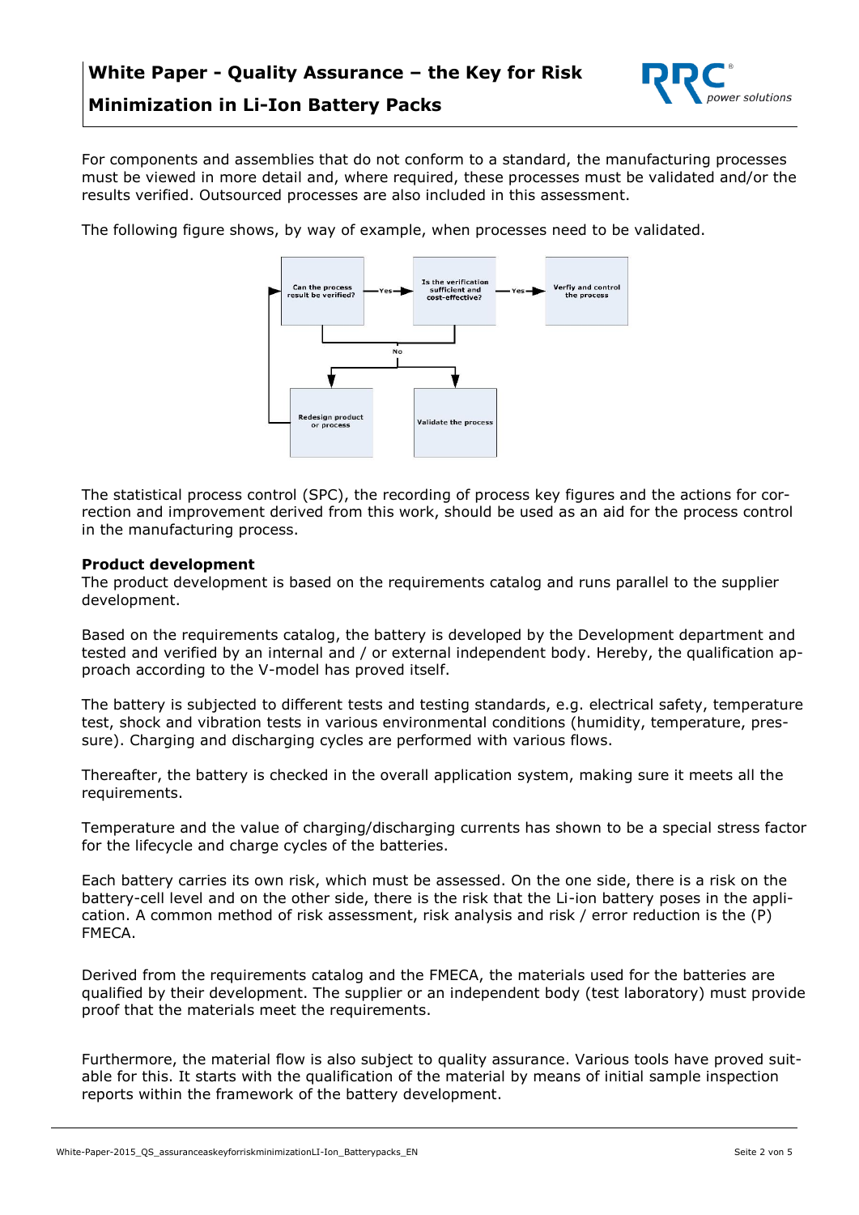For components and assemblies that do not conform to a standard, the manufacturing processes must be viewed in more detail and, where required, these processes must be validated and/or the results verified. Outsourced processes are also included in this assessment.

The following figure shows, by way of example, when processes need to be validated.

Can the process result be verified? —Yes→ Is the verification sufficient and cost-effective? —Yes→ Verfiy and control the process

No → Redesign product or process / Validate the process

The statistical process control (SPC), the recording of process key figures and the actions for correction and improvement derived from this work, should be used as an aid for the process control in the manufacturing process.

**Product development**

The product development is based on the requirements catalog and runs parallel to the supplier development.

Based on the requirements catalog, the battery is developed by the Development department and tested and verified by an internal and / or external independent body. Hereby, the qualification approach according to the V-model has proved itself.

The battery is subjected to different tests and testing standards, e.g. electrical safety, temperature test, shock and vibration tests in various environmental conditions (humidity, temperature, pressure). Charging and discharging cycles are performed with various flows.

Thereafter, the battery is checked in the overall application system, making sure it meets all the requirements.

Temperature and the value of charging/discharging currents has shown to be a special stress factor for the lifecycle and charge cycles of the batteries.

Each battery carries its own risk, which must be assessed. On the one side, there is a risk on the battery-cell level and on the other side, there is the risk that the Li-ion battery poses in the application. A common method of risk assessment, risk analysis and risk / error reduction is the (P) FMECA.

Derived from the requirements catalog and the FMECA, the materials used for the batteries are qualified by their development. The supplier or an independent body (test laboratory) must provide proof that the materials meet the requirements.

Furthermore, the material flow is also subject to quality assurance. Various tools have proved suitable for this. It starts with the qualification of the material by means of initial sample inspection reports within the framework of the battery development.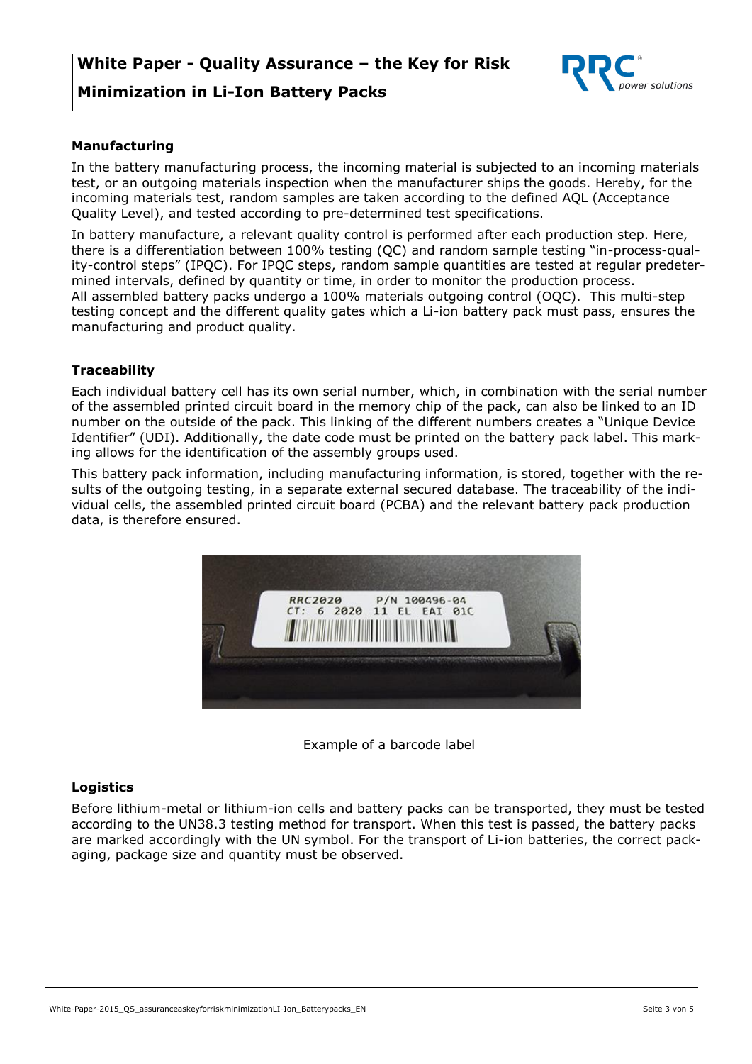## Manufacturing

In the battery manufacturing process, the incoming material is subjected to an incoming materials test, or an outgoing materials inspection when the manufacturer ships the goods. Hereby, for the incoming materials test, random samples are taken according to the defined AQL (Acceptance Quality Level), and tested according to pre-determined test specifications.

In battery manufacture, a relevant quality control is performed after each production step. Here, there is a differentiation between 100% testing (QC) and random sample testing "in-process-quality-control steps" (IPQC). For IPQC steps, random sample quantities are tested at regular predetermined intervals, defined by quantity or time, in order to monitor the production process. All assembled battery packs undergo a 100% materials outgoing control (OQC). This multi-step testing concept and the different quality gates which a Li-ion battery pack must pass, ensures the manufacturing and product quality.

## Traceability

Each individual battery cell has its own serial number, which, in combination with the serial number of the assembled printed circuit board in the memory chip of the pack, can also be linked to an ID number on the outside of the pack. This linking of the different numbers creates a "Unique Device Identifier" (UDI). Additionally, the date code must be printed on the battery pack label. This marking allows for the identification of the assembly groups used.

This battery pack information, including manufacturing information, is stored, together with the results of the outgoing testing, in a separate external secured database. The traceability of the individual cells, the assembled printed circuit board (PCBA) and the relevant battery pack production data, is therefore ensured.

Example of a barcode label

## Logistics

Before lithium-metal or lithium-ion cells and battery packs can be transported, they must be tested according to the UN38.3 testing method for transport. When this test is passed, the battery packs are marked accordingly with the UN symbol. For the transport of Li-ion batteries, the correct packaging, package size and quantity must be observed.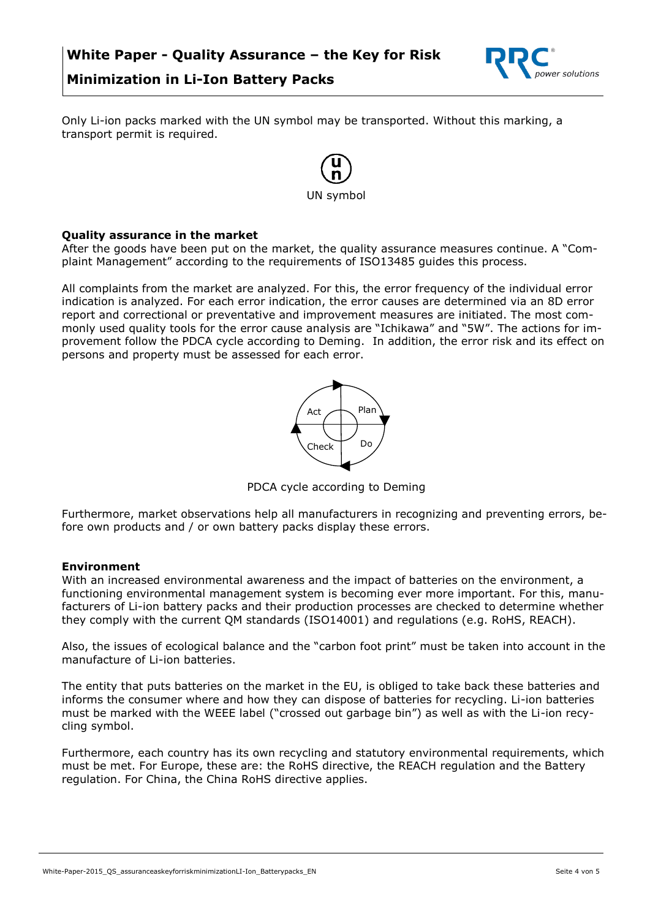Only Li-ion packs marked with the UN symbol may be transported. Without this marking, a transport permit is required.

UN symbol

**Quality assurance in the market**

After the goods have been put on the market, the quality assurance measures continue. A "Complaint Management" according to the requirements of ISO13485 guides this process.

All complaints from the market are analyzed. For this, the error frequency of the individual error indication is analyzed. For each error indication, the error causes are determined via an 8D error report and correctional or preventative and improvement measures are initiated. The most commonly used quality tools for the error cause analysis are "Ichikawa" and "5W". The actions for improvement follow the PDCA cycle according to Deming. In addition, the error risk and its effect on persons and property must be assessed for each error.

PDCA cycle according to Deming

Furthermore, market observations help all manufacturers in recognizing and preventing errors, before own products and / or own battery packs display these errors.

**Environment**

With an increased environmental awareness and the impact of batteries on the environment, a functioning environmental management system is becoming ever more important. For this, manufacturers of Li-ion battery packs and their production processes are checked to determine whether they comply with the current QM standards (ISO14001) and regulations (e.g. RoHS, REACH).

Also, the issues of ecological balance and the "carbon foot print" must be taken into account in the manufacture of Li-ion batteries.

The entity that puts batteries on the market in the EU, is obliged to take back these batteries and informs the consumer where and how they can dispose of batteries for recycling. Li-ion batteries must be marked with the WEEE label ("crossed out garbage bin") as well as with the Li-ion recycling symbol.

Furthermore, each country has its own recycling and statutory environmental requirements, which must be met. For Europe, these are: the RoHS directive, the REACH regulation and the Battery regulation. For China, the China RoHS directive applies.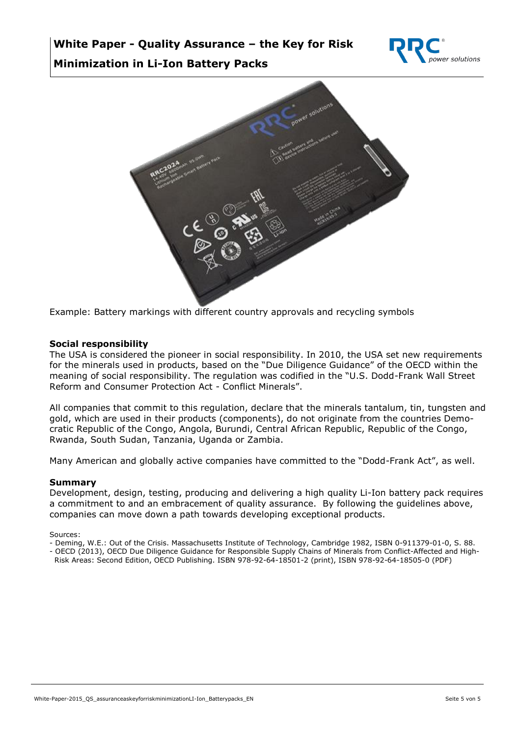Example: Battery markings with different country approvals and recycling symbols

**Social responsibility**

The USA is considered the pioneer in social responsibility. In 2010, the USA set new requirements for the minerals used in products, based on the "Due Diligence Guidance" of the OECD within the meaning of social responsibility. The regulation was codified in the "U.S. Dodd-Frank Wall Street Reform and Consumer Protection Act - Conflict Minerals".

All companies that commit to this regulation, declare that the minerals tantalum, tin, tungsten and gold, which are used in their products (components), do not originate from the countries Democratic Republic of the Congo, Angola, Burundi, Central African Republic, Republic of the Congo, Rwanda, South Sudan, Tanzania, Uganda or Zambia.

Many American and globally active companies have committed to the "Dodd-Frank Act", as well.

**Summary**

Development, design, testing, producing and delivering a high quality Li-Ion battery pack requires a commitment to and an embracement of quality assurance. By following the guidelines above, companies can move down a path towards developing exceptional products.

Sources:

- Deming, W.E.: Out of the Crisis. Massachusetts Institute of Technology, Cambridge 1982, ISBN 0-911379-01-0, S. 88.
- OECD (2013), OECD Due Diligence Guidance for Responsible Supply Chains of Minerals from Conflict-Affected and High-Risk Areas: Second Edition, OECD Publishing. ISBN 978-92-64-18501-2 (print), ISBN 978-92-64-18505-0 (PDF)